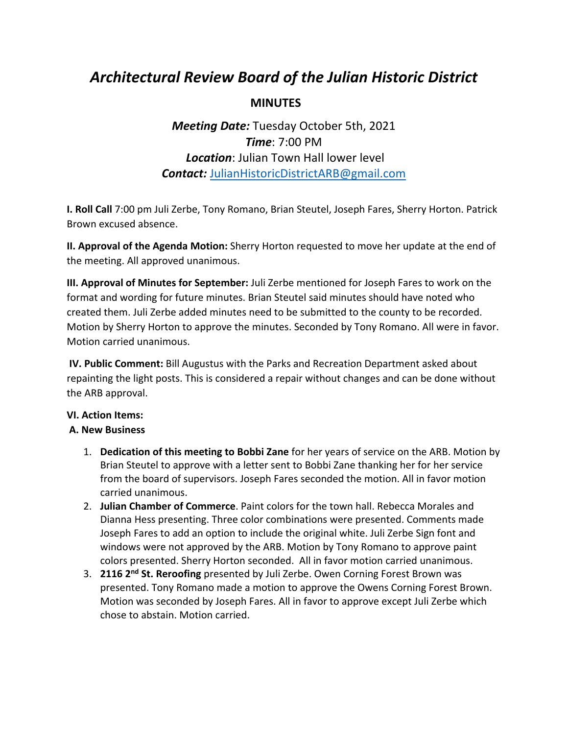# *Architectural Review Board of the Julian Historic District*

## MINUTES

***Meeting Date:*** Tuesday October 5th, 2021
***Time***: 7:00 PM
***Location***: Julian Town Hall lower level
***Contact:*** JulianHistoricDistrictARB@gmail.com

**I. Roll Call** 7:00 pm Juli Zerbe, Tony Romano, Brian Steutel, Joseph Fares, Sherry Horton. Patrick Brown excused absence.

**II. Approval of the Agenda Motion:** Sherry Horton requested to move her update at the end of the meeting. All approved unanimous.

**III. Approval of Minutes for September:** Juli Zerbe mentioned for Joseph Fares to work on the format and wording for future minutes. Brian Steutel said minutes should have noted who created them. Juli Zerbe added minutes need to be submitted to the county to be recorded. Motion by Sherry Horton to approve the minutes. Seconded by Tony Romano. All were in favor. Motion carried unanimous.

**IV. Public Comment:** Bill Augustus with the Parks and Recreation Department asked about repainting the light posts. This is considered a repair without changes and can be done without the ARB approval.

**VI. Action Items:**

**A. New Business**

1. **Dedication of this meeting to Bobbi Zane** for her years of service on the ARB. Motion by Brian Steutel to approve with a letter sent to Bobbi Zane thanking her for her service from the board of supervisors. Joseph Fares seconded the motion. All in favor motion carried unanimous.
2. **Julian Chamber of Commerce**. Paint colors for the town hall. Rebecca Morales and Dianna Hess presenting. Three color combinations were presented. Comments made Joseph Fares to add an option to include the original white. Juli Zerbe Sign font and windows were not approved by the ARB. Motion by Tony Romano to approve paint colors presented. Sherry Horton seconded. All in favor motion carried unanimous.
3. **2116 2nd St. Reroofing** presented by Juli Zerbe. Owen Corning Forest Brown was presented. Tony Romano made a motion to approve the Owens Corning Forest Brown. Motion was seconded by Joseph Fares. All in favor to approve except Juli Zerbe which chose to abstain. Motion carried.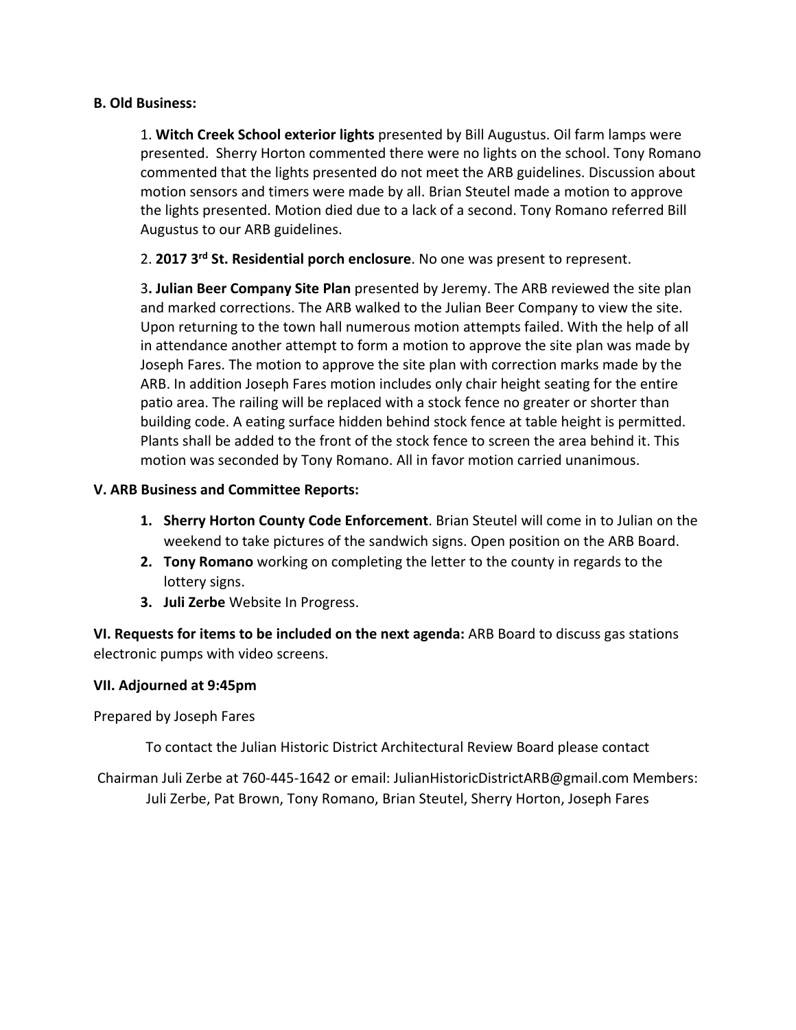**B. Old Business:**

1. **Witch Creek School exterior lights** presented by Bill Augustus. Oil farm lamps were presented. Sherry Horton commented there were no lights on the school. Tony Romano commented that the lights presented do not meet the ARB guidelines. Discussion about motion sensors and timers were made by all. Brian Steutel made a motion to approve the lights presented. Motion died due to a lack of a second. Tony Romano referred Bill Augustus to our ARB guidelines.

2. **2017 3rd St. Residential porch enclosure**. No one was present to represent.

3. **Julian Beer Company Site Plan** presented by Jeremy. The ARB reviewed the site plan and marked corrections. The ARB walked to the Julian Beer Company to view the site. Upon returning to the town hall numerous motion attempts failed. With the help of all in attendance another attempt to form a motion to approve the site plan was made by Joseph Fares. The motion to approve the site plan with correction marks made by the ARB. In addition Joseph Fares motion includes only chair height seating for the entire patio area. The railing will be replaced with a stock fence no greater or shorter than building code. A eating surface hidden behind stock fence at table height is permitted. Plants shall be added to the front of the stock fence to screen the area behind it. This motion was seconded by Tony Romano. All in favor motion carried unanimous.

**V. ARB Business and Committee Reports:**

1. **Sherry Horton County Code Enforcement**. Brian Steutel will come in to Julian on the weekend to take pictures of the sandwich signs. Open position on the ARB Board.
2. **Tony Romano** working on completing the letter to the county in regards to the lottery signs.
3. **Juli Zerbe** Website In Progress.

**VI. Requests for items to be included on the next agenda:** ARB Board to discuss gas stations electronic pumps with video screens.

**VII. Adjourned at 9:45pm**

Prepared by Joseph Fares

To contact the Julian Historic District Architectural Review Board please contact

Chairman Juli Zerbe at 760-445-1642 or email: JulianHistoricDistrictARB@gmail.com Members: Juli Zerbe, Pat Brown, Tony Romano, Brian Steutel, Sherry Horton, Joseph Fares